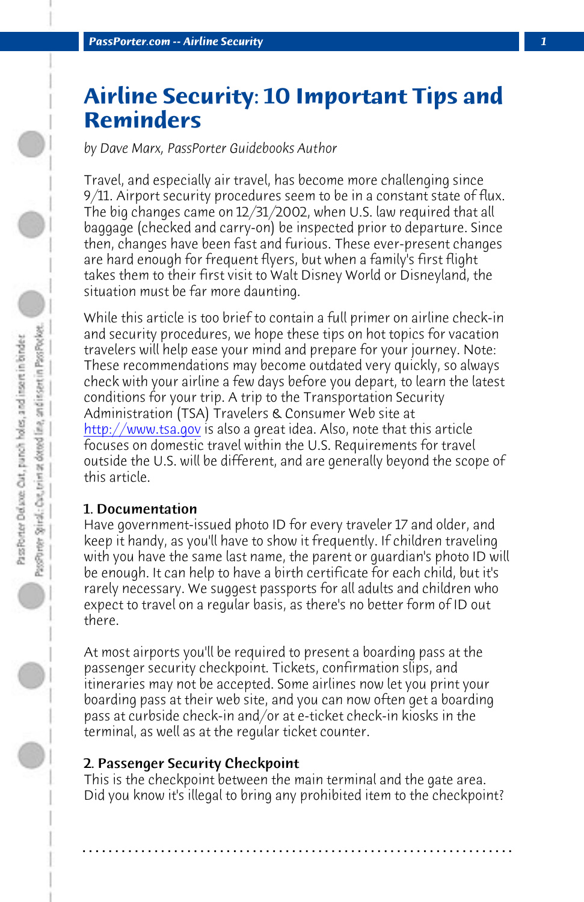# Airline Security: 10 Important Tips and Reminders

*by Dave Marx, PassPorter Guidebooks Author*

Travel, and especially air travel, has become more challenging since 9/11. Airport security procedures seem to be in a constant state of flux. The big changes came on 12/31/2002, when U.S. law required that all baggage (checked and carry-on) be inspected prior to departure. Since then, changes have been fast and furious. These ever-present changes are hard enough for frequent flyers, but when a family's first flight takes them to their first visit to Walt Disney World or Disneyland, the situation must be far more daunting.

While this article is too brief to contain a full primer on airline check-in and security procedures, we hope these tips on hot topics for vacation travelers will help ease your mind and prepare for your journey. Note: These recommendations may become outdated very quickly, so always check with your airline a few days before you depart, to learn the latest conditions for your trip. A trip to the Transportation Security Administration (TSA) Travelers & Consumer Web site at http://www.tsa.gov is also a great idea. Also, note that this article focuses on domestic travel within the U.S. Requirements for travel outside the U.S. will be different, and are generally beyond the scope of this article.

### 1. Documentation

Have government-issued photo ID for every traveler 17 and older, and keep it handy, as you'll have to show it frequently. If children traveling with you have the same last name, the parent or guardian's photo ID will be enough. It can help to have a birth certificate for each child, but it's rarely necessary. We suggest passports for all adults and children who expect to travel on a regular basis, as there's no better form of ID out there.

At most airports you'll be required to present a boarding pass at the passenger security checkpoint. Tickets, confirmation slips, and itineraries may not be accepted. Some airlines now let you print your boarding pass at their web site, and you can now often get a boarding pass at curbside check-in and/or at e-ticket check-in kiosks in the terminal, as well as at the regular ticket counter.

### 2. Passenger Security Checkpoint

This is the checkpoint between the main terminal and the gate area. Did you know it's illegal to bring any prohibited item to the checkpoint?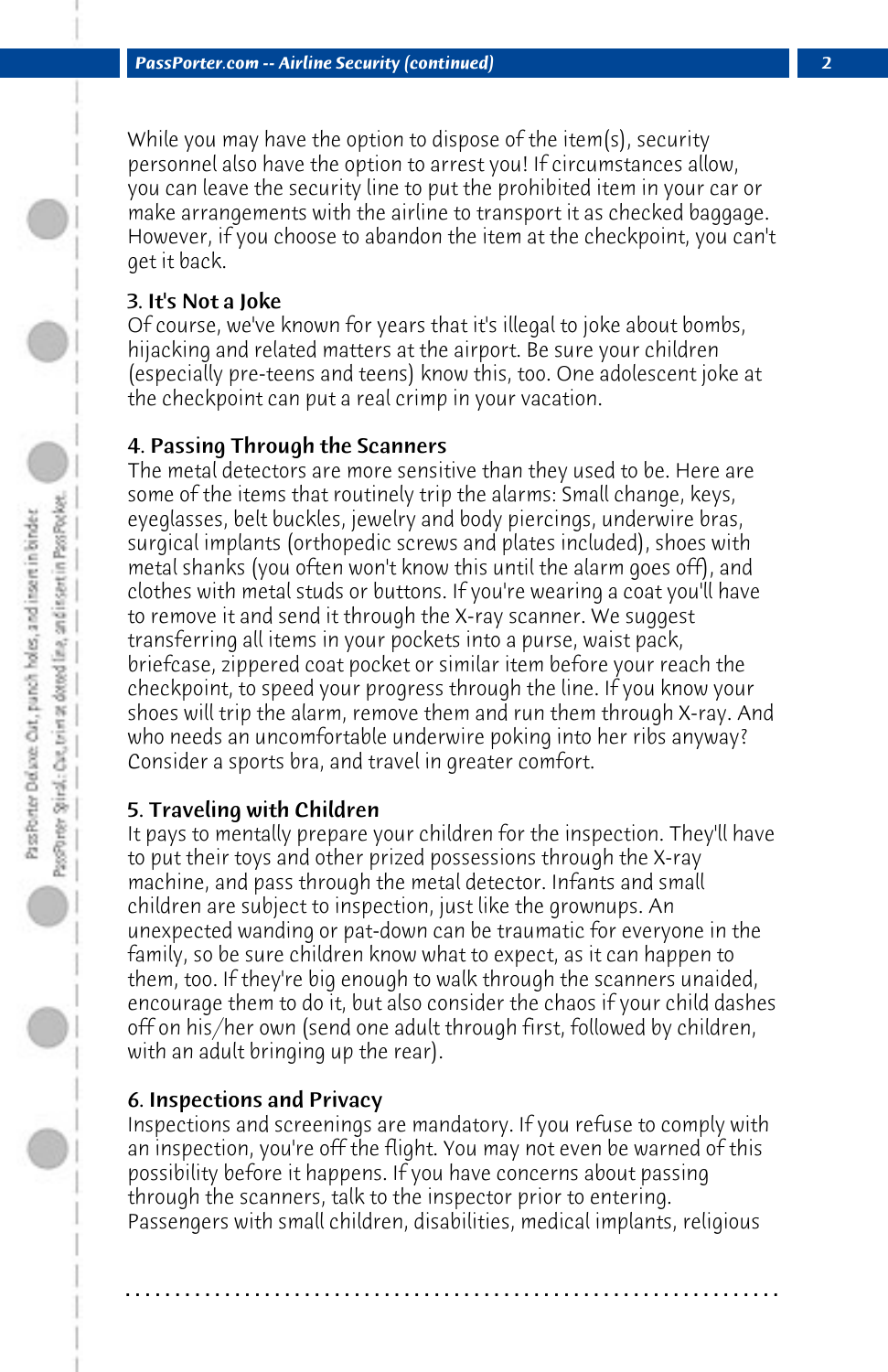While you may have the option to dispose of the item(s), security personnel also have the option to arrest you! If circumstances allow, you can leave the security line to put the prohibited item in your car or make arrangements with the airline to transport it as checked baggage. However, if you choose to abandon the item at the checkpoint, you can't get it back.

### 3. It's Not a Joke

Of course, we've known for years that it's illegal to joke about bombs, hijacking and related matters at the airport. Be sure your children (especially pre-teens and teens) know this, too. One adolescent joke at the checkpoint can put a real crimp in your vacation.

### 4. Passing Through the Scanners

The metal detectors are more sensitive than they used to be. Here are some of the items that routinely trip the alarms: Small change, keys, eyeglasses, belt buckles, jewelry and body piercings, underwire bras, surgical implants (orthopedic screws and plates included), shoes with metal shanks (you often won't know this until the alarm goes off), and clothes with metal studs or buttons. If you're wearing a coat you'll have to remove it and send it through the X-ray scanner. We suggest transferring all items in your pockets into a purse, waist pack, briefcase, zippered coat pocket or similar item before your reach the checkpoint, to speed your progress through the line. If you know your shoes will trip the alarm, remove them and run them through X-ray. And who needs an uncomfortable underwire poking into her ribs anyway? Consider a sports bra, and travel in greater comfort.

### 5. Traveling with Children

It pays to mentally prepare your children for the inspection. They'll have to put their toys and other prized possessions through the X-ray machine, and pass through the metal detector. Infants and small children are subject to inspection, just like the grownups. An unexpected wanding or pat-down can be traumatic for everyone in the family, so be sure children know what to expect, as it can happen to them, too. If they're big enough to walk through the scanners unaided, encourage them to do it, but also consider the chaos if your child dashes off on his/her own (send one adult through first, followed by children, with an adult bringing up the rear).

### 6. Inspections and Privacy

Inspections and screenings are mandatory. If you refuse to comply with an inspection, you're off the flight. You may not even be warned of this possibility before it happens. If you have concerns about passing through the scanners, talk to the inspector prior to entering. Passengers with small children, disabilities, medical implants, religious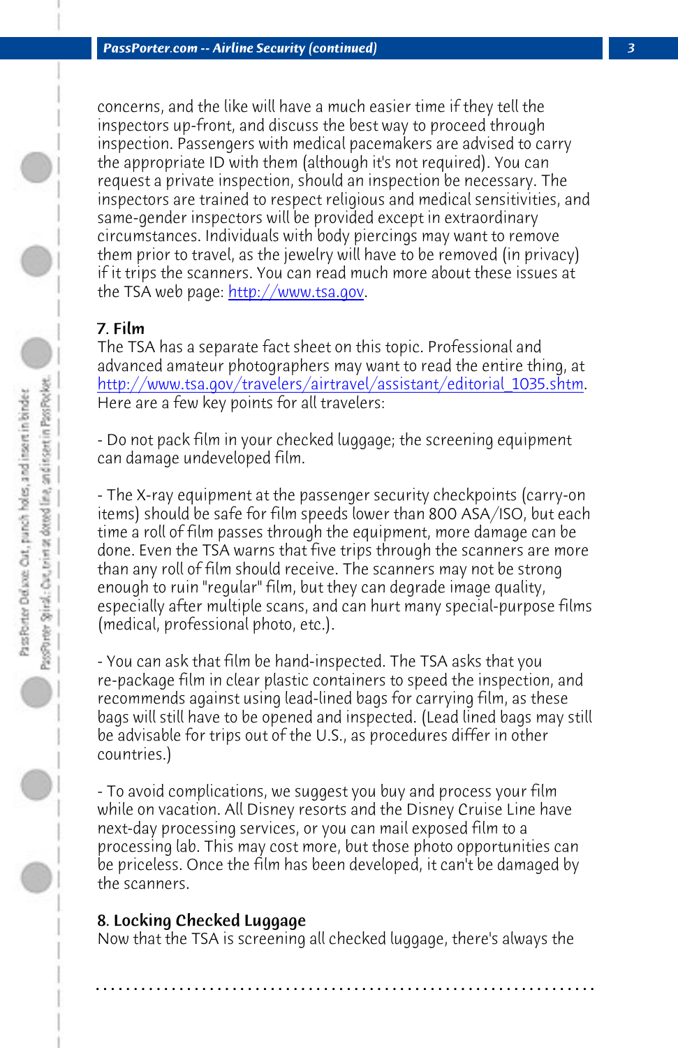concerns, and the like will have a much easier time if they tell the inspectors up-front, and discuss the best way to proceed through inspection. Passengers with medical pacemakers are advised to carry the appropriate ID with them (although it's not required). You can request a private inspection, should an inspection be necessary. The inspectors are trained to respect religious and medical sensitivities, and same-gender inspectors will be provided except in extraordinary circumstances. Individuals with body piercings may want to remove them prior to travel, as the jewelry will have to be removed (in privacy) if it trips the scanners. You can read much more about these issues at the TSA web page: http://www.tsa.gov.

**7. Film**

The TSA has a separate fact sheet on this topic. Professional and advanced amateur photographers may want to read the entire thing, at http://www.tsa.gov/travelers/airtravel/assistant/editorial_1035.shtm. Here are a few key points for all travelers:

- Do not pack film in your checked luggage; the screening equipment can damage undeveloped film.

- The X-ray equipment at the passenger security checkpoints (carry-on items) should be safe for film speeds lower than 800 ASA/ISO, but each time a roll of film passes through the equipment, more damage can be done. Even the TSA warns that five trips through the scanners are more than any roll of film should receive. The scanners may not be strong enough to ruin "regular" film, but they can degrade image quality, especially after multiple scans, and can hurt many special-purpose films (medical, professional photo, etc.).

- You can ask that film be hand-inspected. The TSA asks that you re-package film in clear plastic containers to speed the inspection, and recommends against using lead-lined bags for carrying film, as these bags will still have to be opened and inspected. (Lead lined bags may still be advisable for trips out of the U.S., as procedures differ in other countries.)

- To avoid complications, we suggest you buy and process your film while on vacation. All Disney resorts and the Disney Cruise Line have next-day processing services, or you can mail exposed film to a processing lab. This may cost more, but those photo opportunities can be priceless. Once the film has been developed, it can't be damaged by the scanners.

**8. Locking Checked Luggage**

Now that the TSA is screening all checked luggage, there's always the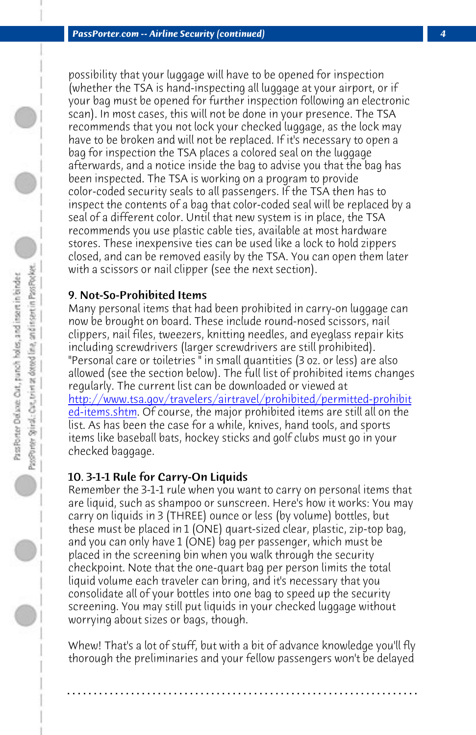possibility that your luggage will have to be opened for inspection (whether the TSA is hand-inspecting all luggage at your airport, or if your bag must be opened for further inspection following an electronic scan). In most cases, this will not be done in your presence. The TSA recommends that you not lock your checked luggage, as the lock may have to be broken and will not be replaced. If it's necessary to open a bag for inspection the TSA places a colored seal on the luggage afterwards, and a notice inside the bag to advise you that the bag has been inspected. The TSA is working on a program to provide color-coded security seals to all passengers. If the TSA then has to inspect the contents of a bag that color-coded seal will be replaced by a seal of a different color. Until that new system is in place, the TSA recommends you use plastic cable ties, available at most hardware stores. These inexpensive ties can be used like a lock to hold zippers closed, and can be removed easily by the TSA. You can open them later with a scissors or nail clipper (see the next section).

### 9. Not-So-Prohibited Items

Many personal items that had been prohibited in carry-on luggage can now be brought on board. These include round-nosed scissors, nail clippers, nail files, tweezers, knitting needles, and eyeglass repair kits including screwdrivers (larger screwdrivers are still prohibited). "Personal care or toiletries " in small quantities (3 oz. or less) are also allowed (see the section below). The full list of prohibited items changes regularly. The current list can be downloaded or viewed at http://www.tsa.gov/travelers/airtravel/prohibited/permitted-prohibited-items.shtm. Of course, the major prohibited items are still all on the list. As has been the case for a while, knives, hand tools, and sports items like baseball bats, hockey sticks and golf clubs must go in your checked baggage.

### 10. 3-1-1 Rule for Carry-On Liquids

Remember the 3-1-1 rule when you want to carry on personal items that are liquid, such as shampoo or sunscreen. Here's how it works: You may carry on liquids in 3 (THREE) ounce or less (by volume) bottles, but these must be placed in 1 (ONE) quart-sized clear, plastic, zip-top bag, and you can only have 1 (ONE) bag per passenger, which must be placed in the screening bin when you walk through the security checkpoint. Note that the one-quart bag per person limits the total liquid volume each traveler can bring, and it's necessary that you consolidate all of your bottles into one bag to speed up the security screening. You may still put liquids in your checked luggage without worrying about sizes or bags, though.

Whew! That's a lot of stuff, but with a bit of advance knowledge you'll fly thorough the preliminaries and your fellow passengers won't be delayed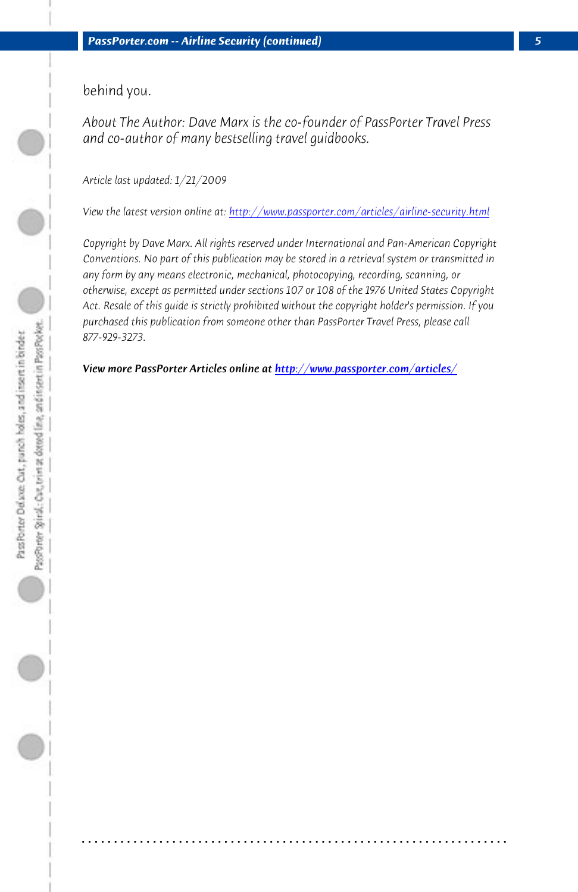behind you.

*About The Author: Dave Marx is the co-founder of PassPorter Travel Press and co-author of many bestselling travel guidbooks.*

*Article last updated: 1/21/2009*

*View the latest version online at: http://www.passporter.com/articles/airline-security.html*

*Copyright by Dave Marx. All rights reserved under International and Pan-American Copyright Conventions. No part of this publication may be stored in a retrieval system or transmitted in any form by any means electronic, mechanical, photocopying, recording, scanning, or otherwise, except as permitted under sections 107 or 108 of the 1976 United States Copyright Act. Resale of this guide is strictly prohibited without the copyright holder's permission. If you purchased this publication from someone other than PassPorter Travel Press, please call 877-929-3273.*

***View more PassPorter Articles online at http://www.passporter.com/articles/***